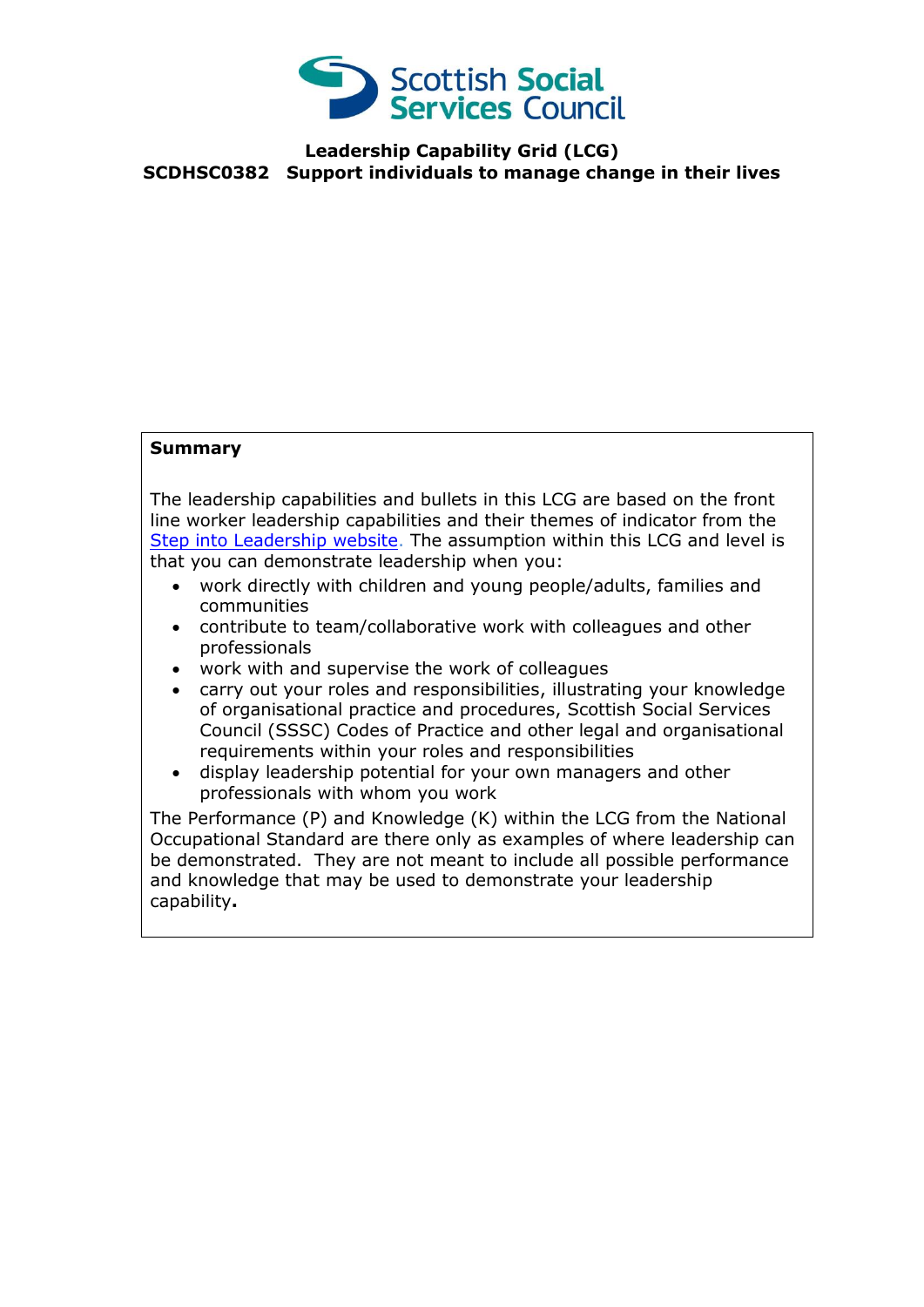# Scottish Social Services Council

## Leadership Capability Grid (LCG)

## SCDHSC0382 Support individuals to manage change in their lives

**Summary**

The leadership capabilities and bullets in this LCG are based on the front line worker leadership capabilities and their themes of indicator from the [Step into Leadership website](). The assumption within this LCG and level is that you can demonstrate leadership when you:

- work directly with children and young people/adults, families and communities
- contribute to team/collaborative work with colleagues and other professionals
- work with and supervise the work of colleagues
- carry out your roles and responsibilities, illustrating your knowledge of organisational practice and procedures, Scottish Social Services Council (SSSC) Codes of Practice and other legal and organisational requirements within your roles and responsibilities
- display leadership potential for your own managers and other professionals with whom you work

The Performance (P) and Knowledge (K) within the LCG from the National Occupational Standard are there only as examples of where leadership can be demonstrated. They are not meant to include all possible performance and knowledge that may be used to demonstrate your leadership capability**.**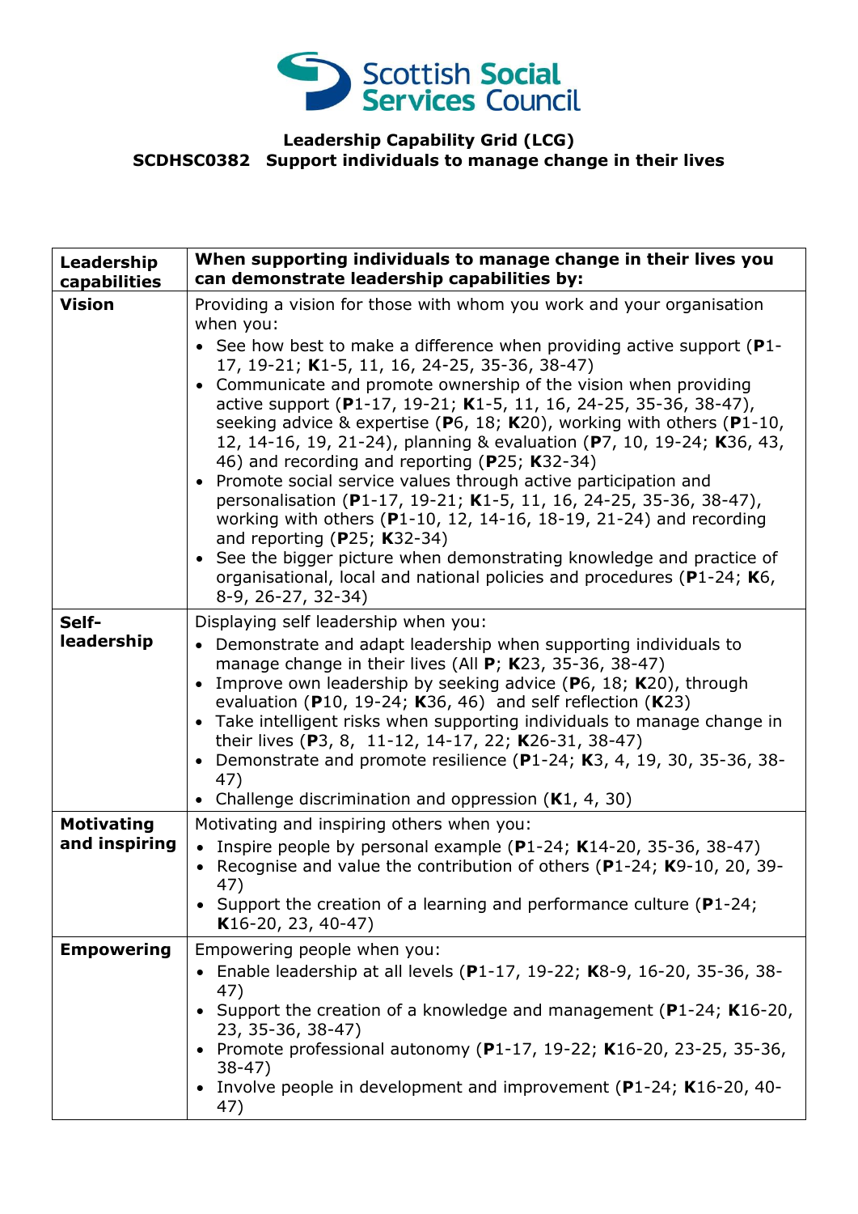**Leadership Capability Grid (LCG)**
**SCDHSC0382 Support individuals to manage change in their lives**

| **Leadership capabilities** | **When supporting individuals to manage change in their lives you can demonstrate leadership capabilities by:** |
|---|---|
| **Vision** | Providing a vision for those with whom you work and your organisation when you:<br>• See how best to make a difference when providing active support (**P**1-17, 19-21; **K**1-5, 11, 16, 24-25, 35-36, 38-47)<br>• Communicate and promote ownership of the vision when providing active support (**P**1-17, 19-21; **K**1-5, 11, 16, 24-25, 35-36, 38-47), seeking advice & expertise (**P**6, 18; **K**20), working with others (**P**1-10, 12, 14-16, 19, 21-24), planning & evaluation (**P**7, 10, 19-24; **K**36, 43, 46) and recording and reporting (**P**25; **K**32-34)<br>• Promote social service values through active participation and personalisation (**P**1-17, 19-21; **K**1-5, 11, 16, 24-25, 35-36, 38-47), working with others (**P**1-10, 12, 14-16, 18-19, 21-24) and recording and reporting (**P**25; **K**32-34)<br>• See the bigger picture when demonstrating knowledge and practice of organisational, local and national policies and procedures (**P**1-24; **K**6, 8-9, 26-27, 32-34) |
| **Self-leadership** | Displaying self leadership when you:<br>• Demonstrate and adapt leadership when supporting individuals to manage change in their lives (All **P**; **K**23, 35-36, 38-47)<br>• Improve own leadership by seeking advice (**P**6, 18; **K**20), through evaluation (**P**10, 19-24; **K**36, 46) and self reflection (**K**23)<br>• Take intelligent risks when supporting individuals to manage change in their lives (**P**3, 8, 11-12, 14-17, 22; **K**26-31, 38-47)<br>• Demonstrate and promote resilience (**P**1-24; **K**3, 4, 19, 30, 35-36, 38-47)<br>• Challenge discrimination and oppression (**K**1, 4, 30) |
| **Motivating and inspiring** | Motivating and inspiring others when you:<br>• Inspire people by personal example (**P**1-24; **K**14-20, 35-36, 38-47)<br>• Recognise and value the contribution of others (**P**1-24; **K**9-10, 20, 39-47)<br>• Support the creation of a learning and performance culture (**P**1-24; **K**16-20, 23, 40-47) |
| **Empowering** | Empowering people when you:<br>• Enable leadership at all levels (**P**1-17, 19-22; **K**8-9, 16-20, 35-36, 38-47)<br>• Support the creation of a knowledge and management (**P**1-24; **K**16-20, 23, 35-36, 38-47)<br>• Promote professional autonomy (**P**1-17, 19-22; **K**16-20, 23-25, 35-36, 38-47)<br>• Involve people in development and improvement (**P**1-24; **K**16-20, 40-47) |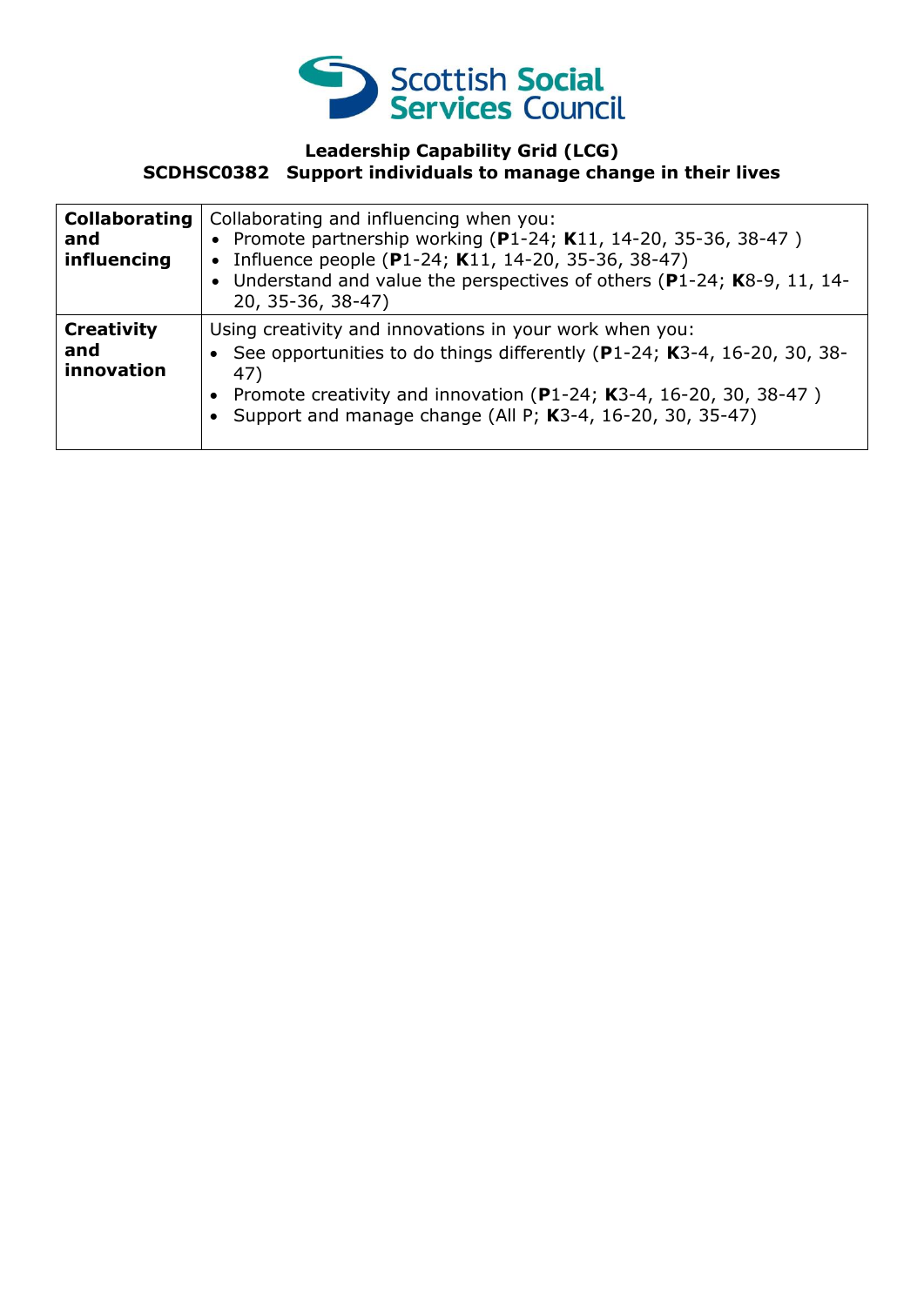**Leadership Capability Grid (LCG)**
**SCDHSC0382 Support individuals to manage change in their lives**

| | |
|---|---|
| **Collaborating and influencing** | Collaborating and influencing when you:<br>• Promote partnership working (**P**1-24; **K**11, 14-20, 35-36, 38-47 )<br>• Influence people (**P**1-24; **K**11, 14-20, 35-36, 38-47)<br>• Understand and value the perspectives of others (**P**1-24; **K**8-9, 11, 14-20, 35-36, 38-47) |
| **Creativity and innovation** | Using creativity and innovations in your work when you:<br>• See opportunities to do things differently (**P**1-24; **K**3-4, 16-20, 30, 38-47)<br>• Promote creativity and innovation (**P**1-24; **K**3-4, 16-20, 30, 38-47 )<br>• Support and manage change (All P; **K**3-4, 16-20, 30, 35-47) |